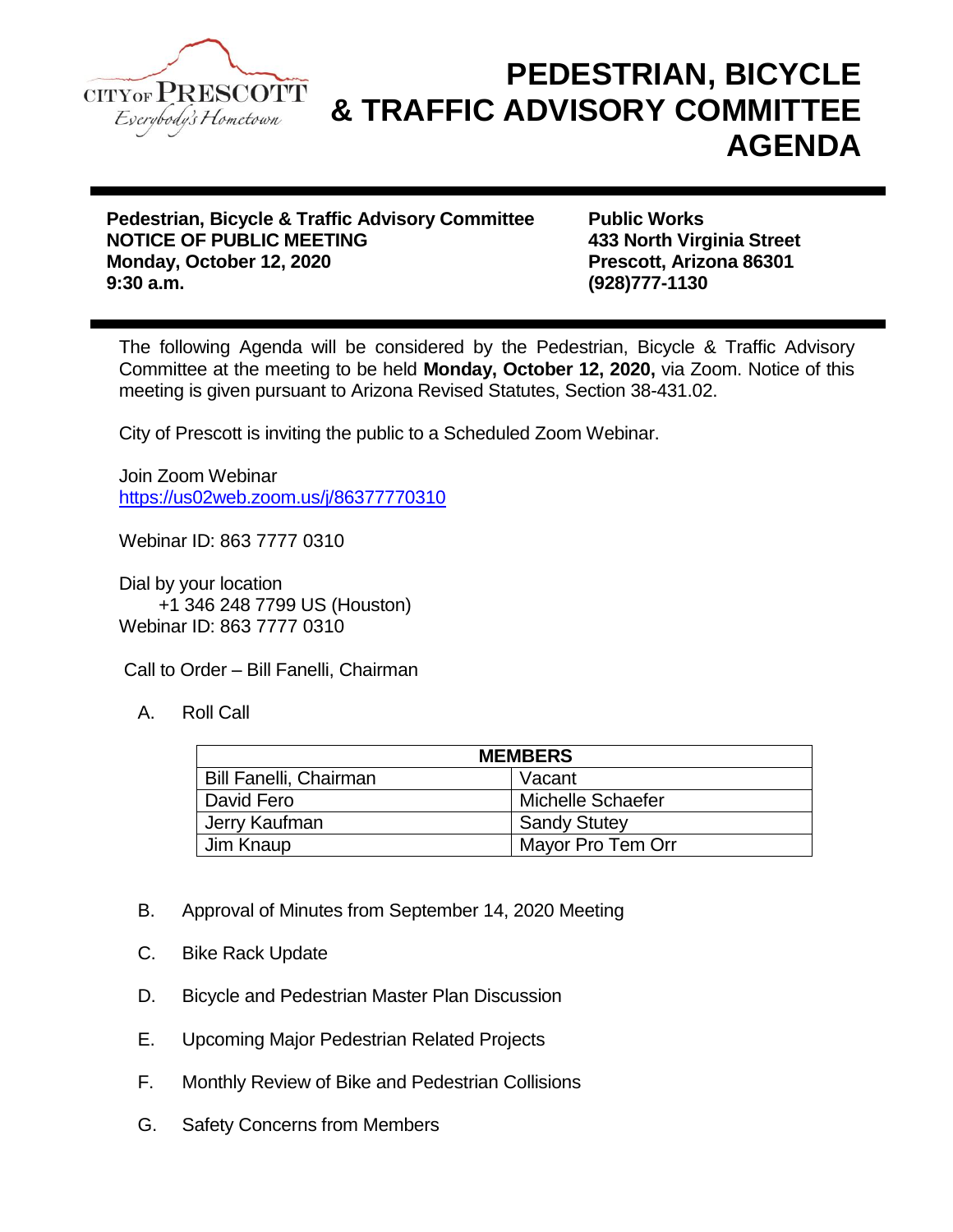CITY OF PRESCOTT
*Everybody's Hometown*

# PEDESTRIAN, BICYCLE & TRAFFIC ADVISORY COMMITTEE AGENDA

**Pedestrian, Bicycle & Traffic Advisory Committee**
**NOTICE OF PUBLIC MEETING**
**Monday, October 12, 2020**
**9:30 a.m.**

**Public Works**
**433 North Virginia Street**
**Prescott, Arizona 86301**
**(928)777-1130**

The following Agenda will be considered by the Pedestrian, Bicycle & Traffic Advisory Committee at the meeting to be held **Monday, October 12, 2020,** via Zoom. Notice of this meeting is given pursuant to Arizona Revised Statutes, Section 38-431.02.

City of Prescott is inviting the public to a Scheduled Zoom Webinar.

Join Zoom Webinar
https://us02web.zoom.us/j/86377770310

Webinar ID: 863 7777 0310

Dial by your location
+1 346 248 7799 US (Houston)
Webinar ID: 863 7777 0310

Call to Order – Bill Fanelli, Chairman

A. Roll Call

| MEMBERS | |
|---|---|
| Bill Fanelli, Chairman | Vacant |
| David Fero | Michelle Schaefer |
| Jerry Kaufman | Sandy Stutey |
| Jim Knaup | Mayor Pro Tem Orr |

B. Approval of Minutes from September 14, 2020 Meeting

C. Bike Rack Update

D. Bicycle and Pedestrian Master Plan Discussion

E. Upcoming Major Pedestrian Related Projects

F. Monthly Review of Bike and Pedestrian Collisions

G. Safety Concerns from Members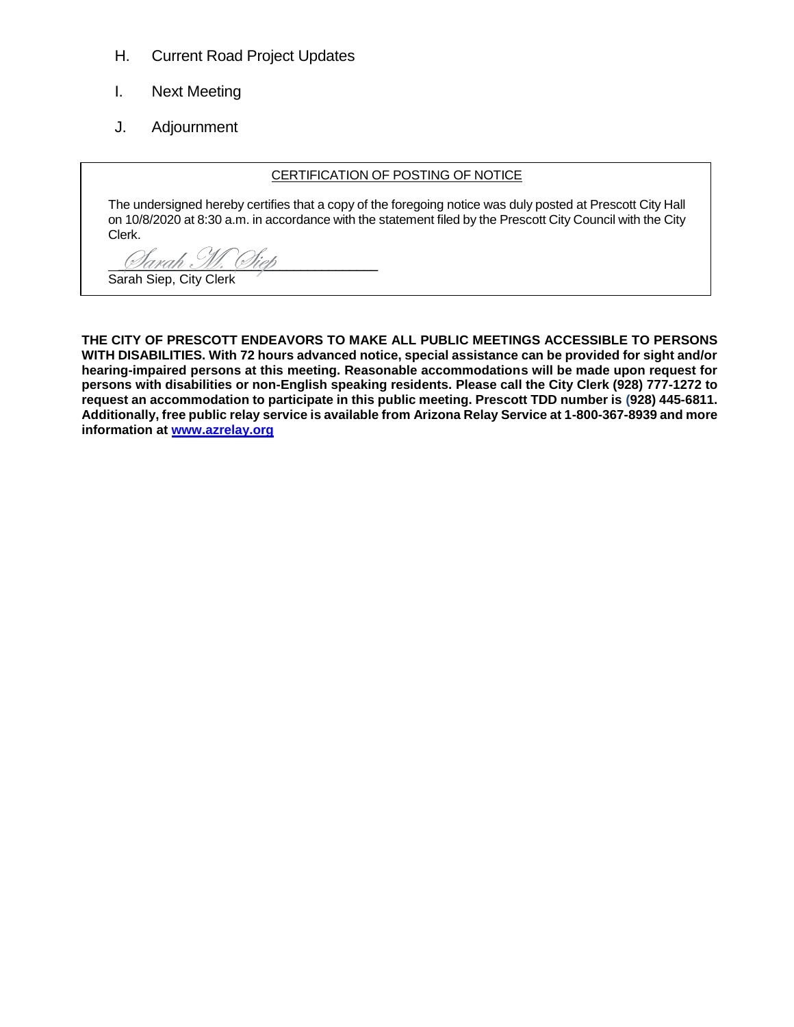H. Current Road Project Updates

I. Next Meeting

J. Adjournment

CERTIFICATION OF POSTING OF NOTICE

The undersigned hereby certifies that a copy of the foregoing notice was duly posted at Prescott City Hall on 10/8/2020 at 8:30 a.m. in accordance with the statement filed by the Prescott City Council with the City Clerk.

*Sarah M. Siep*

Sarah Siep, City Clerk

**THE CITY OF PRESCOTT ENDEAVORS TO MAKE ALL PUBLIC MEETINGS ACCESSIBLE TO PERSONS WITH DISABILITIES. With 72 hours advanced notice, special assistance can be provided for sight and/or hearing-impaired persons at this meeting. Reasonable accommodations will be made upon request for persons with disabilities or non-English speaking residents. Please call the City Clerk (928) 777-1272 to request an accommodation to participate in this public meeting. Prescott TDD number is (928) 445-6811. Additionally, free public relay service is available from Arizona Relay Service at 1-800-367-8939 and more information at [www.azrelay.org](http://www.azrelay.org)**